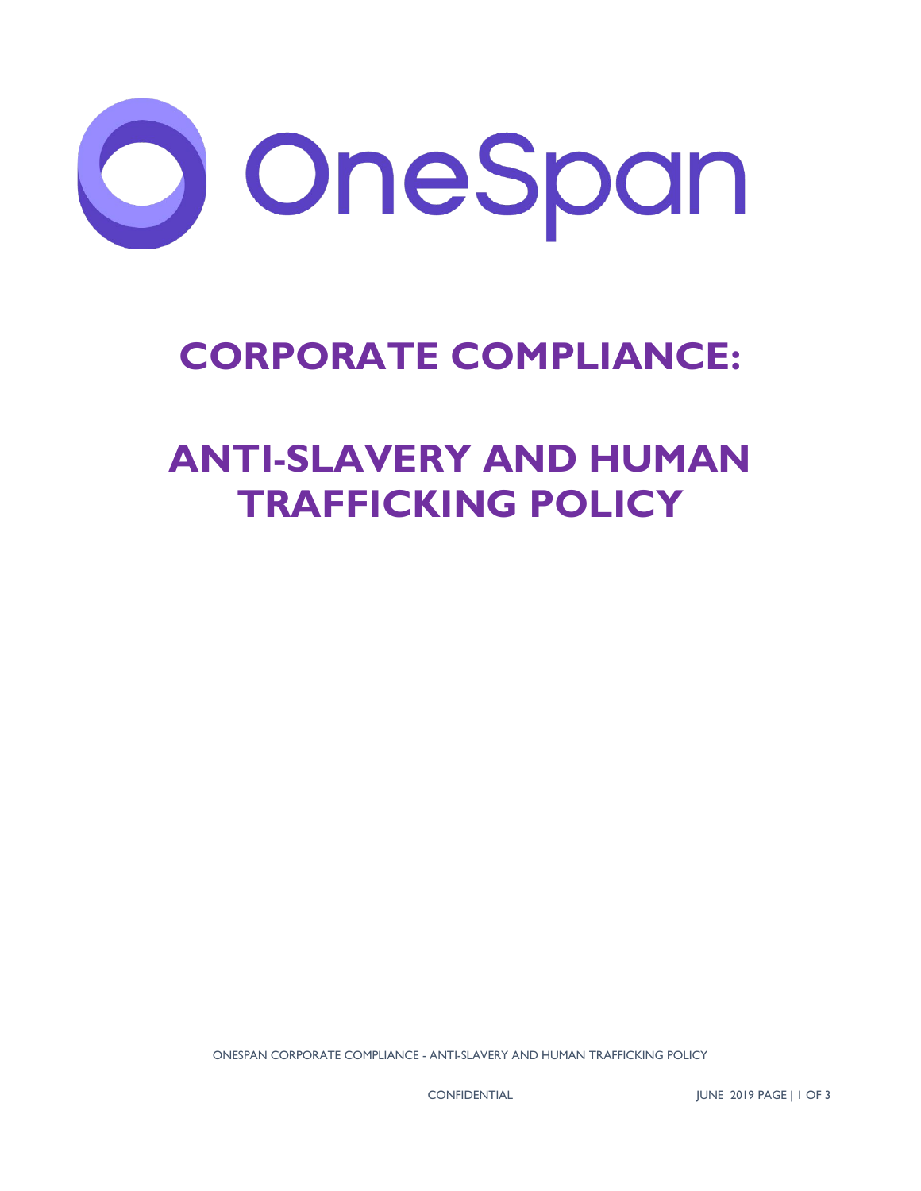# OneSpan

# CORPORATE COMPLIANCE:

# ANTI-SLAVERY AND HUMAN TRAFFICKING POLICY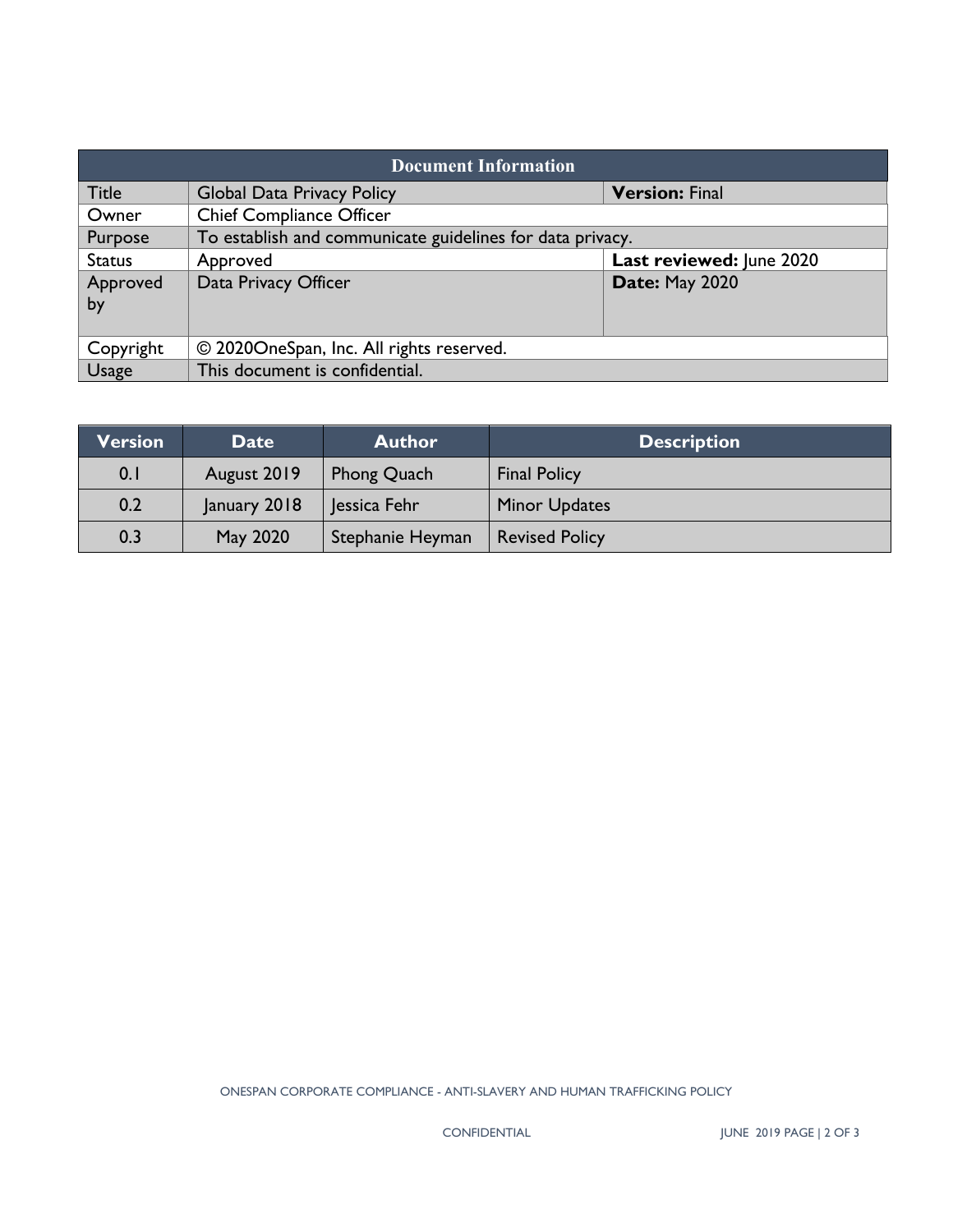| Document Information | | |
|---|---|---|
| Title | Global Data Privacy Policy | **Version:** Final |
| Owner | Chief Compliance Officer | |
| Purpose | To establish and communicate guidelines for data privacy. | |
| Status | Approved | **Last reviewed:** June 2020 |
| Approved by | Data Privacy Officer | **Date:** May 2020 |
| Copyright | © 2020OneSpan, Inc. All rights reserved. | |
| Usage | This document is confidential. | |

| Version | Date | Author | Description |
|---|---|---|---|
| 0.1 | August 2019 | Phong Quach | Final Policy |
| 0.2 | January 2018 | Jessica Fehr | Minor Updates |
| 0.3 | May 2020 | Stephanie Heyman | Revised Policy |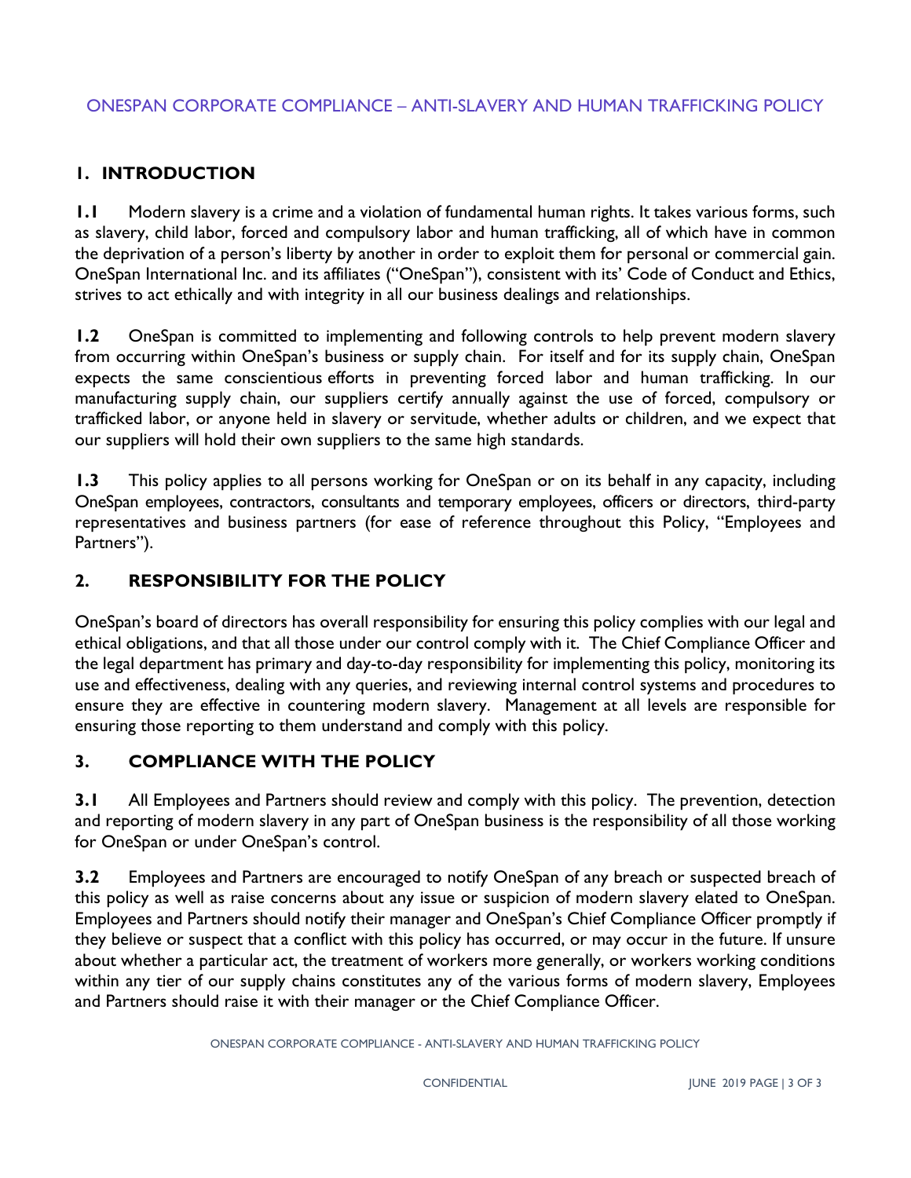ONESPAN CORPORATE COMPLIANCE – ANTI-SLAVERY AND HUMAN TRAFFICKING POLICY

## 1. INTRODUCTION

**1.1** Modern slavery is a crime and a violation of fundamental human rights. It takes various forms, such as slavery, child labor, forced and compulsory labor and human trafficking, all of which have in common the deprivation of a person's liberty by another in order to exploit them for personal or commercial gain. OneSpan International Inc. and its affiliates ("OneSpan"), consistent with its' Code of Conduct and Ethics, strives to act ethically and with integrity in all our business dealings and relationships.

**1.2** OneSpan is committed to implementing and following controls to help prevent modern slavery from occurring within OneSpan's business or supply chain. For itself and for its supply chain, OneSpan expects the same conscientious efforts in preventing forced labor and human trafficking. In our manufacturing supply chain, our suppliers certify annually against the use of forced, compulsory or trafficked labor, or anyone held in slavery or servitude, whether adults or children, and we expect that our suppliers will hold their own suppliers to the same high standards.

**1.3** This policy applies to all persons working for OneSpan or on its behalf in any capacity, including OneSpan employees, contractors, consultants and temporary employees, officers or directors, third-party representatives and business partners (for ease of reference throughout this Policy, "Employees and Partners").

## 2. RESPONSIBILITY FOR THE POLICY

OneSpan's board of directors has overall responsibility for ensuring this policy complies with our legal and ethical obligations, and that all those under our control comply with it. The Chief Compliance Officer and the legal department has primary and day-to-day responsibility for implementing this policy, monitoring its use and effectiveness, dealing with any queries, and reviewing internal control systems and procedures to ensure they are effective in countering modern slavery. Management at all levels are responsible for ensuring those reporting to them understand and comply with this policy.

## 3. COMPLIANCE WITH THE POLICY

**3.1** All Employees and Partners should review and comply with this policy. The prevention, detection and reporting of modern slavery in any part of OneSpan business is the responsibility of all those working for OneSpan or under OneSpan's control.

**3.2** Employees and Partners are encouraged to notify OneSpan of any breach or suspected breach of this policy as well as raise concerns about any issue or suspicion of modern slavery elated to OneSpan. Employees and Partners should notify their manager and OneSpan's Chief Compliance Officer promptly if they believe or suspect that a conflict with this policy has occurred, or may occur in the future. If unsure about whether a particular act, the treatment of workers more generally, or workers working conditions within any tier of our supply chains constitutes any of the various forms of modern slavery, Employees and Partners should raise it with their manager or the Chief Compliance Officer.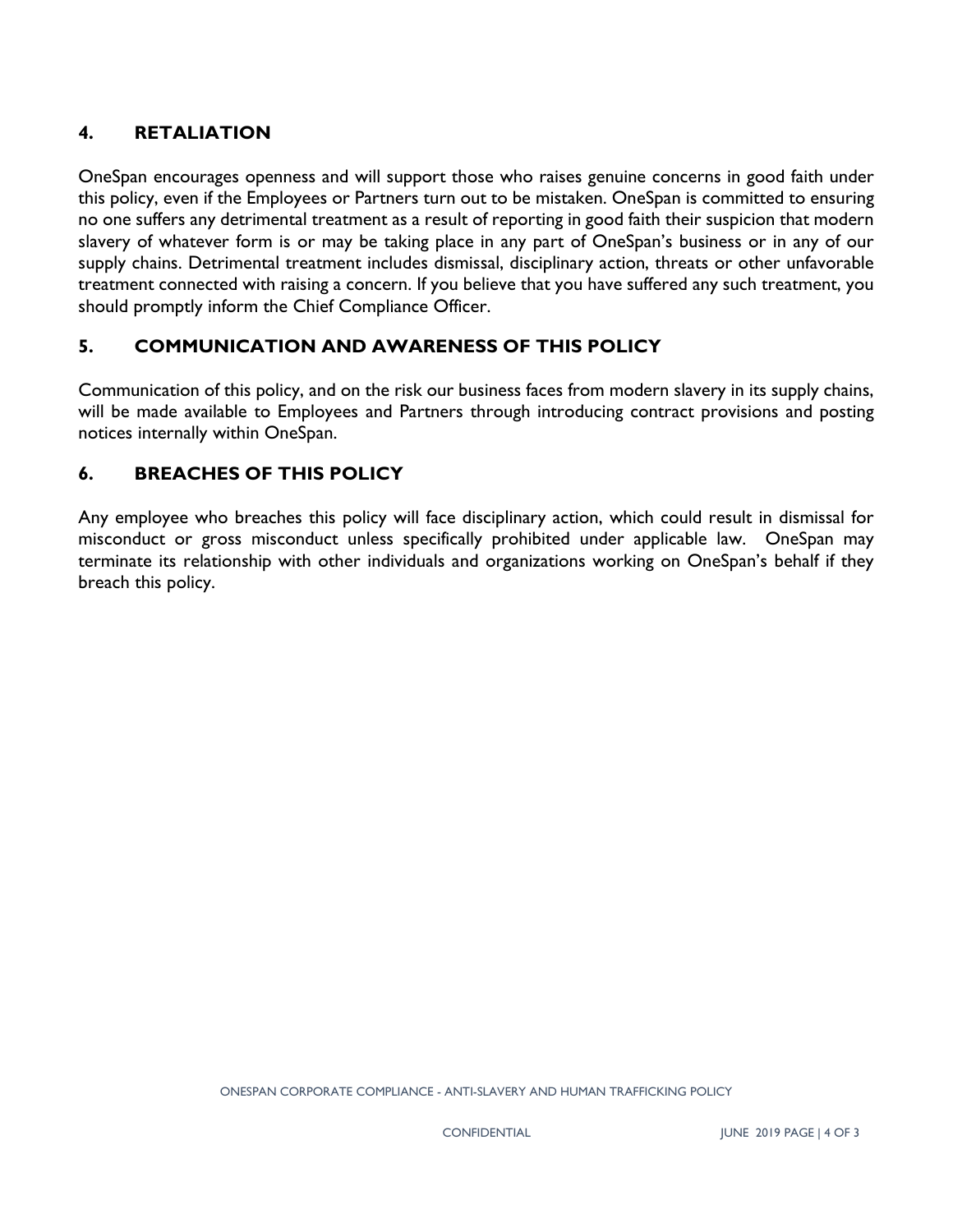## 4. RETALIATION

OneSpan encourages openness and will support those who raises genuine concerns in good faith under this policy, even if the Employees or Partners turn out to be mistaken. OneSpan is committed to ensuring no one suffers any detrimental treatment as a result of reporting in good faith their suspicion that modern slavery of whatever form is or may be taking place in any part of OneSpan's business or in any of our supply chains. Detrimental treatment includes dismissal, disciplinary action, threats or other unfavorable treatment connected with raising a concern. If you believe that you have suffered any such treatment, you should promptly inform the Chief Compliance Officer.

## 5. COMMUNICATION AND AWARENESS OF THIS POLICY

Communication of this policy, and on the risk our business faces from modern slavery in its supply chains, will be made available to Employees and Partners through introducing contract provisions and posting notices internally within OneSpan.

## 6. BREACHES OF THIS POLICY

Any employee who breaches this policy will face disciplinary action, which could result in dismissal for misconduct or gross misconduct unless specifically prohibited under applicable law. OneSpan may terminate its relationship with other individuals and organizations working on OneSpan's behalf if they breach this policy.